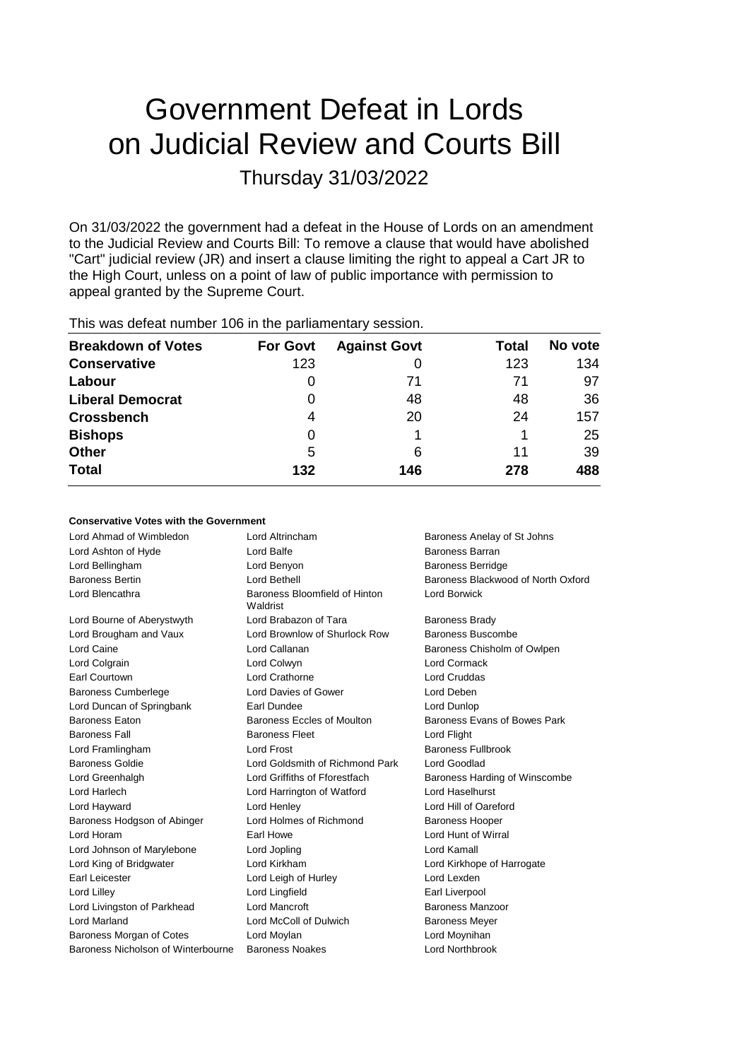# Government Defeat in Lords on Judicial Review and Courts Bill

## Thursday 31/03/2022

On 31/03/2022 the government had a defeat in the House of Lords on an amendment to the Judicial Review and Courts Bill: To remove a clause that would have abolished "Cart" judicial review (JR) and insert a clause limiting the right to appeal a Cart JR to the High Court, unless on a point of law of public importance with permission to appeal granted by the Supreme Court.

This was defeat number 106 in the parliamentary session.

| Breakdown of Votes | For Govt | Against Govt | Total | No vote |
|---|---|---|---|---|
| **Conservative** | 123 | 0 | 123 | 134 |
| **Labour** | 0 | 71 | 71 | 97 |
| **Liberal Democrat** | 0 | 48 | 48 | 36 |
| **Crossbench** | 4 | 20 | 24 | 157 |
| **Bishops** | 0 | 1 | 1 | 25 |
| **Other** | 5 | 6 | 11 | 39 |
| **Total** | **132** | **146** | **278** | **488** |

#### Conservative Votes with the Government

| | | |
|---|---|---|
| Lord Ahmad of Wimbledon | Lord Altrincham | Baroness Anelay of St Johns |
| Lord Ashton of Hyde | Lord Balfe | Baroness Barran |
| Lord Bellingham | Lord Benyon | Baroness Berridge |
| Baroness Bertin | Lord Bethell | Baroness Blackwood of North Oxford |
| Lord Blencathra | Baroness Bloomfield of Hinton Waldrist | Lord Borwick |
| Lord Bourne of Aberystwyth | Lord Brabazon of Tara | Baroness Brady |
| Lord Brougham and Vaux | Lord Brownlow of Shurlock Row | Baroness Buscombe |
| Lord Caine | Lord Callanan | Baroness Chisholm of Owlpen |
| Lord Colgrain | Lord Colwyn | Lord Cormack |
| Earl Courtown | Lord Crathorne | Lord Cruddas |
| Baroness Cumberlege | Lord Davies of Gower | Lord Deben |
| Lord Duncan of Springbank | Earl Dundee | Lord Dunlop |
| Baroness Eaton | Baroness Eccles of Moulton | Baroness Evans of Bowes Park |
| Baroness Fall | Baroness Fleet | Lord Flight |
| Lord Framlingham | Lord Frost | Baroness Fullbrook |
| Baroness Goldie | Lord Goldsmith of Richmond Park | Lord Goodlad |
| Lord Greenhalgh | Lord Griffiths of Fforestfach | Baroness Harding of Winscombe |
| Lord Harlech | Lord Harrington of Watford | Lord Haselhurst |
| Lord Hayward | Lord Henley | Lord Hill of Oareford |
| Baroness Hodgson of Abinger | Lord Holmes of Richmond | Baroness Hooper |
| Lord Horam | Earl Howe | Lord Hunt of Wirral |
| Lord Johnson of Marylebone | Lord Jopling | Lord Kamall |
| Lord King of Bridgwater | Lord Kirkham | Lord Kirkhope of Harrogate |
| Earl Leicester | Lord Leigh of Hurley | Lord Lexden |
| Lord Lilley | Lord Lingfield | Earl Liverpool |
| Lord Livingston of Parkhead | Lord Mancroft | Baroness Manzoor |
| Lord Marland | Lord McColl of Dulwich | Baroness Meyer |
| Baroness Morgan of Cotes | Lord Moylan | Lord Moynihan |
| Baroness Nicholson of Winterbourne | Baroness Noakes | Lord Northbrook |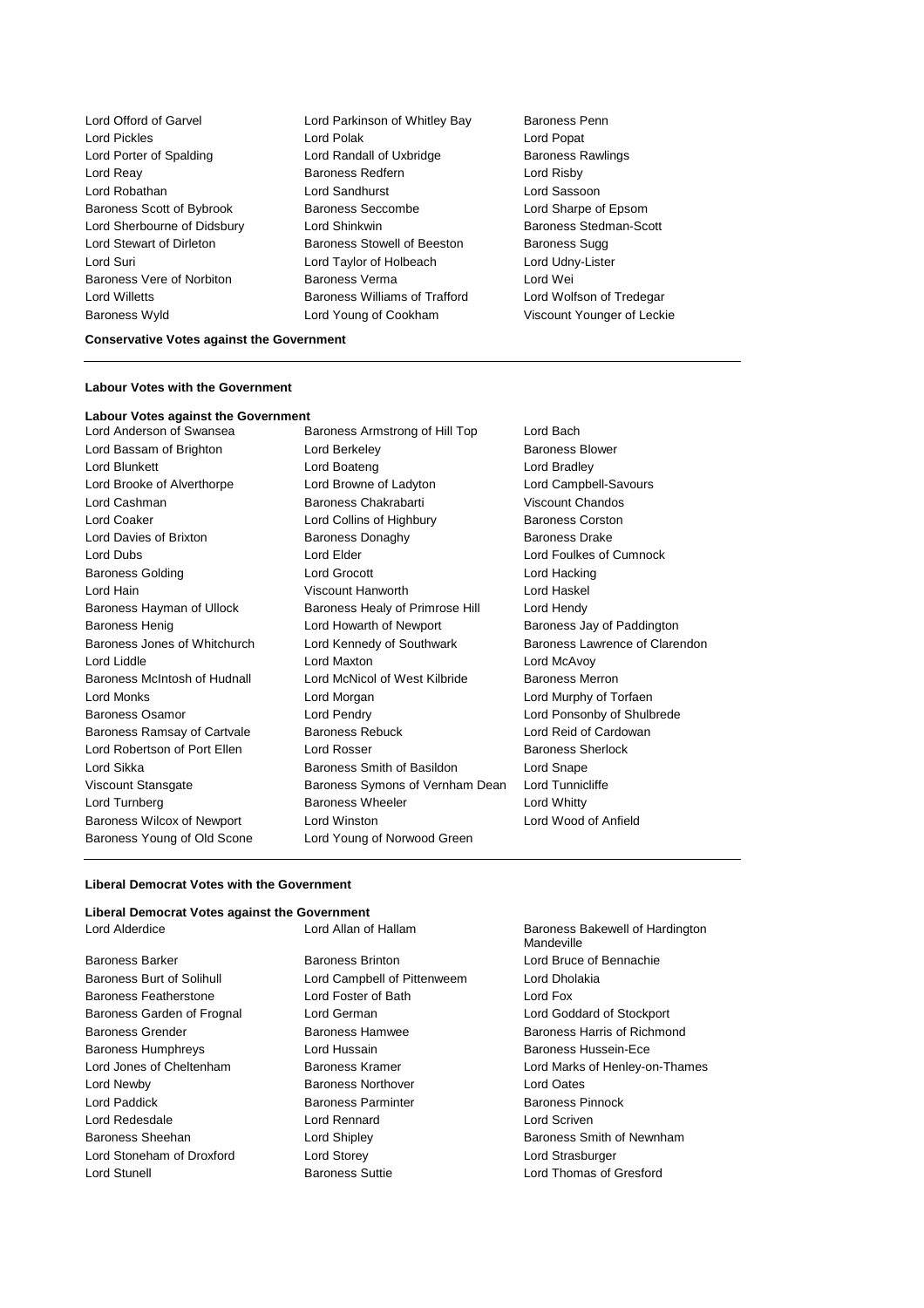Lord Offord of Garvel
Lord Parkinson of Whitley Bay
Baroness Penn
Lord Pickles
Lord Polak
Lord Popat
Lord Porter of Spalding
Lord Randall of Uxbridge
Baroness Rawlings
Lord Reay
Baroness Redfern
Lord Risby
Lord Robathan
Lord Sandhurst
Lord Sassoon
Baroness Scott of Bybrook
Baroness Seccombe
Lord Sharpe of Epsom
Lord Sherbourne of Didsbury
Lord Shinkwin
Baroness Stedman-Scott
Lord Stewart of Dirleton
Baroness Stowell of Beeston
Baroness Sugg
Lord Suri
Lord Taylor of Holbeach
Lord Udny-Lister
Baroness Vere of Norbiton
Baroness Verma
Lord Wei
Lord Willetts
Baroness Williams of Trafford
Lord Wolfson of Tredegar
Baroness Wyld
Lord Young of Cookham
Viscount Younger of Leckie

**Conservative Votes against the Government**

---

**Labour Votes with the Government**

**Labour Votes against the Government**

Lord Anderson of Swansea
Baroness Armstrong of Hill Top
Lord Bach
Lord Bassam of Brighton
Lord Berkeley
Baroness Blower
Lord Blunkett
Lord Boateng
Lord Bradley
Lord Brooke of Alverthorpe
Lord Browne of Ladyton
Lord Campbell-Savours
Lord Cashman
Baroness Chakrabarti
Viscount Chandos
Lord Coaker
Lord Collins of Highbury
Baroness Corston
Lord Davies of Brixton
Baroness Donaghy
Baroness Drake
Lord Dubs
Lord Elder
Lord Foulkes of Cumnock
Baroness Golding
Lord Grocott
Lord Hacking
Lord Hain
Viscount Hanworth
Lord Haskel
Baroness Hayman of Ullock
Baroness Healy of Primrose Hill
Lord Hendy
Baroness Henig
Lord Howarth of Newport
Baroness Jay of Paddington
Baroness Jones of Whitchurch
Lord Kennedy of Southwark
Baroness Lawrence of Clarendon
Lord Liddle
Lord Maxton
Lord McAvoy
Baroness McIntosh of Hudnall
Lord McNicol of West Kilbride
Baroness Merron
Lord Monks
Lord Morgan
Lord Murphy of Torfaen
Baroness Osamor
Lord Pendry
Lord Ponsonby of Shulbrede
Baroness Ramsay of Cartvale
Baroness Rebuck
Lord Reid of Cardowan
Lord Robertson of Port Ellen
Lord Rosser
Baroness Sherlock
Lord Sikka
Baroness Smith of Basildon
Lord Snape
Viscount Stansgate
Baroness Symons of Vernham Dean
Lord Tunnicliffe
Lord Turnberg
Baroness Wheeler
Lord Whitty
Baroness Wilcox of Newport
Lord Winston
Lord Wood of Anfield
Baroness Young of Old Scone
Lord Young of Norwood Green

---

**Liberal Democrat Votes with the Government**

**Liberal Democrat Votes against the Government**

Lord Alderdice
Lord Allan of Hallam
Baroness Bakewell of Hardington Mandeville
Baroness Barker
Baroness Brinton
Lord Bruce of Bennachie
Baroness Burt of Solihull
Lord Campbell of Pittenweem
Lord Dholakia
Baroness Featherstone
Lord Foster of Bath
Lord Fox
Baroness Garden of Frognal
Lord German
Lord Goddard of Stockport
Baroness Grender
Baroness Hamwee
Baroness Harris of Richmond
Baroness Humphreys
Lord Hussain
Baroness Hussein-Ece
Lord Jones of Cheltenham
Baroness Kramer
Lord Marks of Henley-on-Thames
Lord Newby
Baroness Northover
Lord Oates
Lord Paddick
Baroness Parminter
Baroness Pinnock
Lord Redesdale
Lord Rennard
Lord Scriven
Baroness Sheehan
Lord Shipley
Baroness Smith of Newnham
Lord Stoneham of Droxford
Lord Storey
Lord Strasburger
Lord Stunell
Baroness Suttie
Lord Thomas of Gresford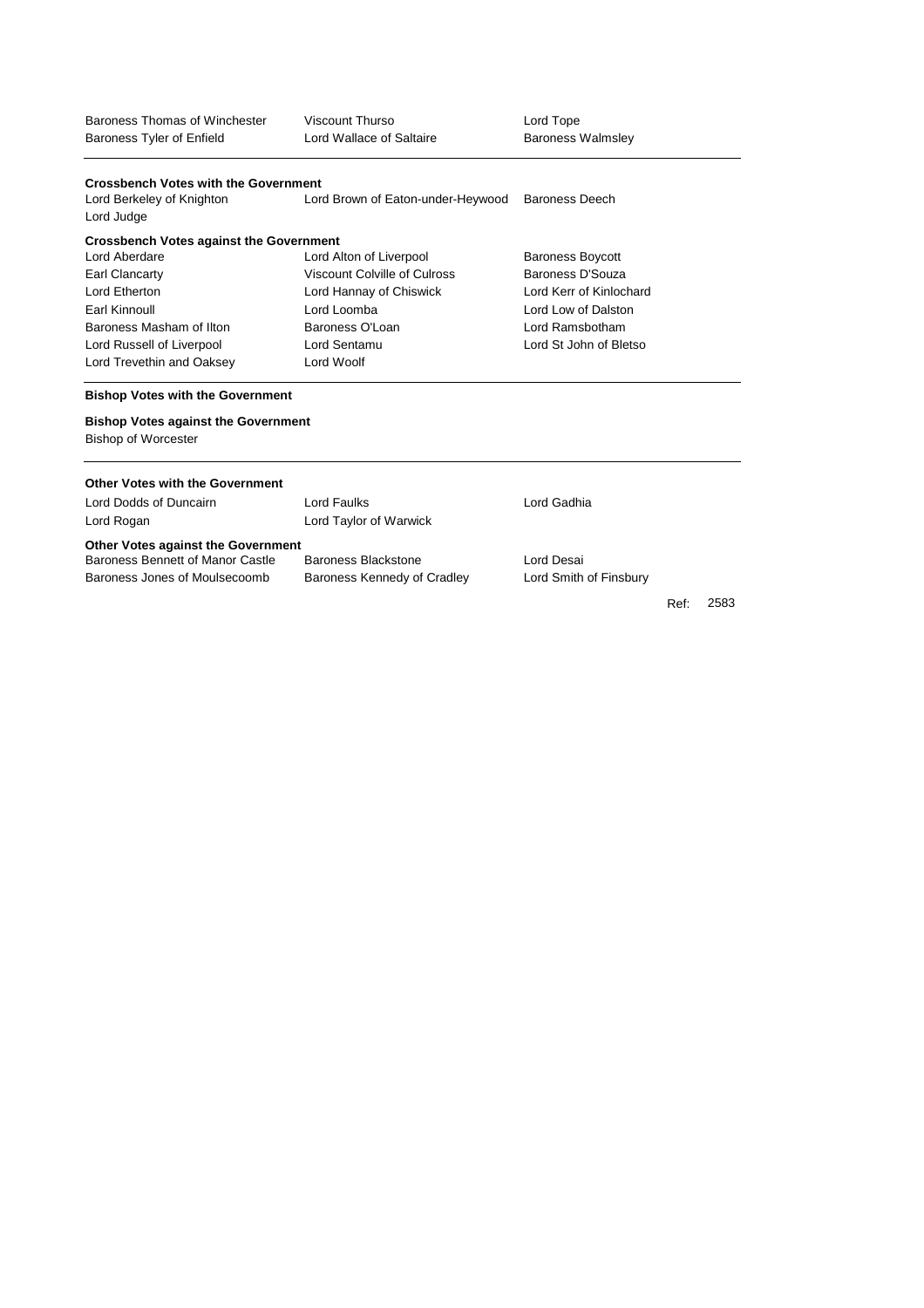Baroness Thomas of Winchester
Viscount Thurso
Lord Tope
Baroness Tyler of Enfield
Lord Wallace of Saltaire
Baroness Walmsley

**Crossbench Votes with the Government**

Lord Berkeley of Knighton
Lord Brown of Eaton-under-Heywood
Baroness Deech
Lord Judge

**Crossbench Votes against the Government**

Lord Aberdare
Lord Alton of Liverpool
Baroness Boycott
Earl Clancarty
Viscount Colville of Culross
Baroness D'Souza
Lord Etherton
Lord Hannay of Chiswick
Lord Kerr of Kinlochard
Earl Kinnoull
Lord Loomba
Lord Low of Dalston
Baroness Masham of Ilton
Baroness O'Loan
Lord Ramsbotham
Lord Russell of Liverpool
Lord Sentamu
Lord St John of Bletso
Lord Trevethin and Oaksey
Lord Woolf

**Bishop Votes with the Government**

**Bishop Votes against the Government**

Bishop of Worcester

**Other Votes with the Government**

Lord Dodds of Duncairn
Lord Faulks
Lord Gadhia
Lord Rogan
Lord Taylor of Warwick

**Other Votes against the Government**

Baroness Bennett of Manor Castle
Baroness Blackstone
Lord Desai
Baroness Jones of Moulsecoomb
Baroness Kennedy of Cradley
Lord Smith of Finsbury

Ref: 2583